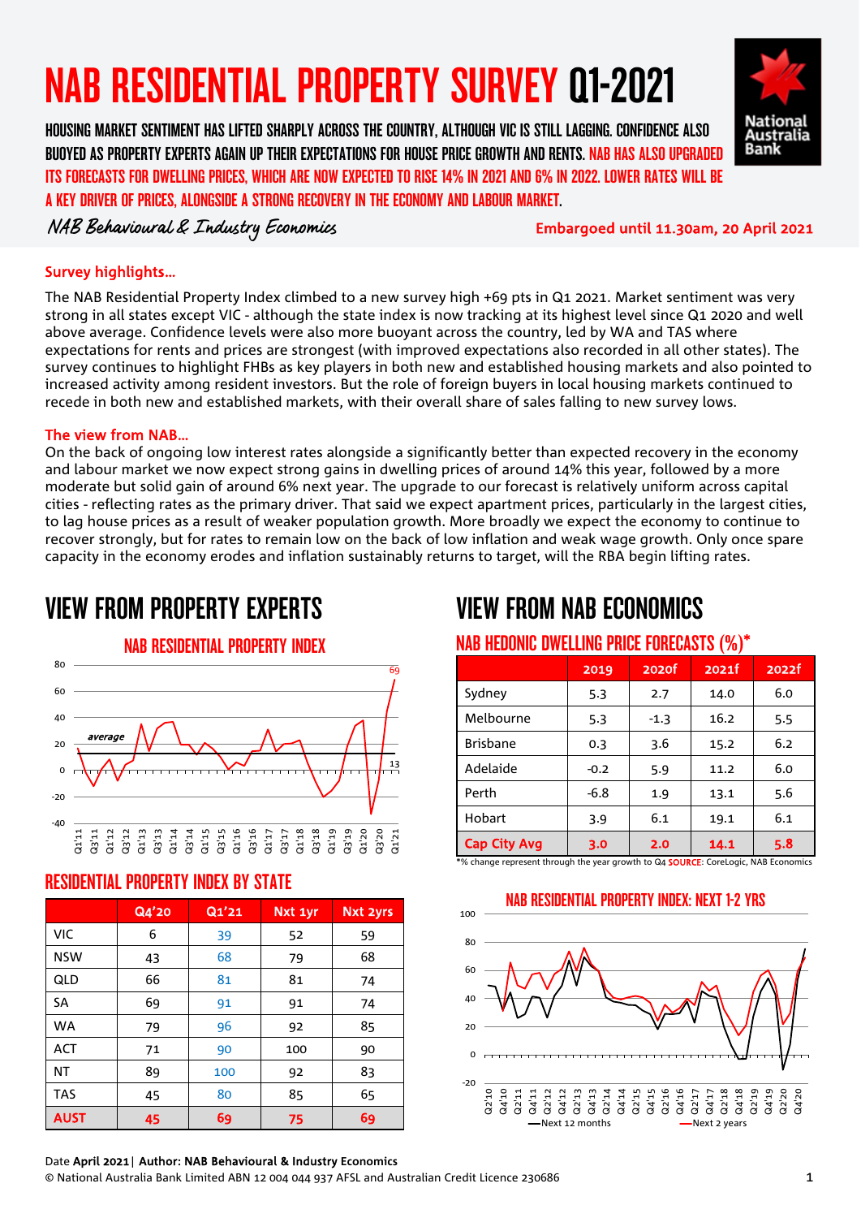# NAB RESIDENTIAL PROPERTY SURVEY Q1-2021

HOUSING MARKET SENTIMENT HAS LIFTED SHARPLY ACROSS THE COUNTRY, ALTHOUGH VIC IS STILL LAGGING. CONFIDENCE ALSO BUOYED AS PROPERTY EXPERTS AGAIN UP THEIR EXPECTATIONS FOR HOUSE PRICE GROWTH AND RENTS. NAB HAS ALSO UPGRADED ITS FORECASTS FOR DWELLING PRICES, WHICH ARE NOW EXPECTED TO RISE 14% IN 2021 AND 6% IN 2022. LOWER RATES WILL BE A KEY DRIVER OF PRICES, ALONGSIDE A STRONG RECOVERY IN THE ECONOMY AND LABOUR MARKET.

*NAB Behavioural & Industry Economics*

Embargoed until 11.30am, 20 April 2021

### Survey highlights…

The NAB Residential Property Index climbed to a new survey high +69 pts in Q1 2021. Market sentiment was very strong in all states except VIC - although the state index is now tracking at its highest level since Q1 2020 and well above average. Confidence levels were also more buoyant across the country, led by WA and TAS where expectations for rents and prices are strongest (with improved expectations also recorded in all other states). The survey continues to highlight FHBs as key players in both new and established housing markets and also pointed to increased activity among resident investors. But the role of foreign buyers in local housing markets continued to recede in both new and established markets, with their overall share of sales falling to new survey lows.

### The view from NAB…

On the back of ongoing low interest rates alongside a significantly better than expected recovery in the economy and labour market we now expect strong gains in dwelling prices of around 14% this year, followed by a more moderate but solid gain of around 6% next year. The upgrade to our forecast is relatively uniform across capital cities - reflecting rates as the primary driver. That said we expect apartment prices, particularly in the largest cities, to lag house prices as a result of weaker population growth. More broadly we expect the economy to continue to recover strongly, but for rates to remain low on the back of low inflation and weak wage growth. Only once spare capacity in the economy erodes and inflation sustainably returns to target, will the RBA begin lifting rates.

## VIEW FROM PROPERTY EXPERTS

### NAB RESIDENTIAL PROPERTY INDEX

### RESIDENTIAL PROPERTY INDEX BY STATE

| | Q4'20 | Q1'21 | Nxt 1yr | Nxt 2yrs |
|---|---|---|---|---|
| VIC | 6 | 39 | 52 | 59 |
| NSW | 43 | 68 | 79 | 68 |
| QLD | 66 | 81 | 81 | 74 |
| SA | 69 | 91 | 91 | 74 |
| WA | 79 | 96 | 92 | 85 |
| ACT | 71 | 90 | 100 | 90 |
| NT | 89 | 100 | 92 | 83 |
| TAS | 45 | 80 | 85 | 65 |
| **AUST** | **45** | **69** | **75** | **69** |

## VIEW FROM NAB ECONOMICS

### NAB HEDONIC DWELLING PRICE FORECASTS (%)*

| | 2019 | 2020f | 2021f | 2022f |
|---|---|---|---|---|
| Sydney | 5.3 | 2.7 | 14.0 | 6.0 |
| Melbourne | 5.3 | -1.3 | 16.2 | 5.5 |
| Brisbane | 0.3 | 3.6 | 15.2 | 6.2 |
| Adelaide | -0.2 | 5.9 | 11.2 | 6.0 |
| Perth | -6.8 | 1.9 | 13.1 | 5.6 |
| Hobart | 3.9 | 6.1 | 19.1 | 6.1 |
| **Cap City Avg** | **3.0** | **2.0** | **14.1** | **5.8** |

*% change represent through the year growth to Q4 **SOURCE**: CoreLogic, NAB Economics

### NAB RESIDENTIAL PROPERTY INDEX: NEXT 1-2 YRS

Date **April 2021** | Author: **NAB Behavioural & Industry Economics**

© National Australia Bank Limited ABN 12 004 044 937 AFSL and Australian Credit Licence 230686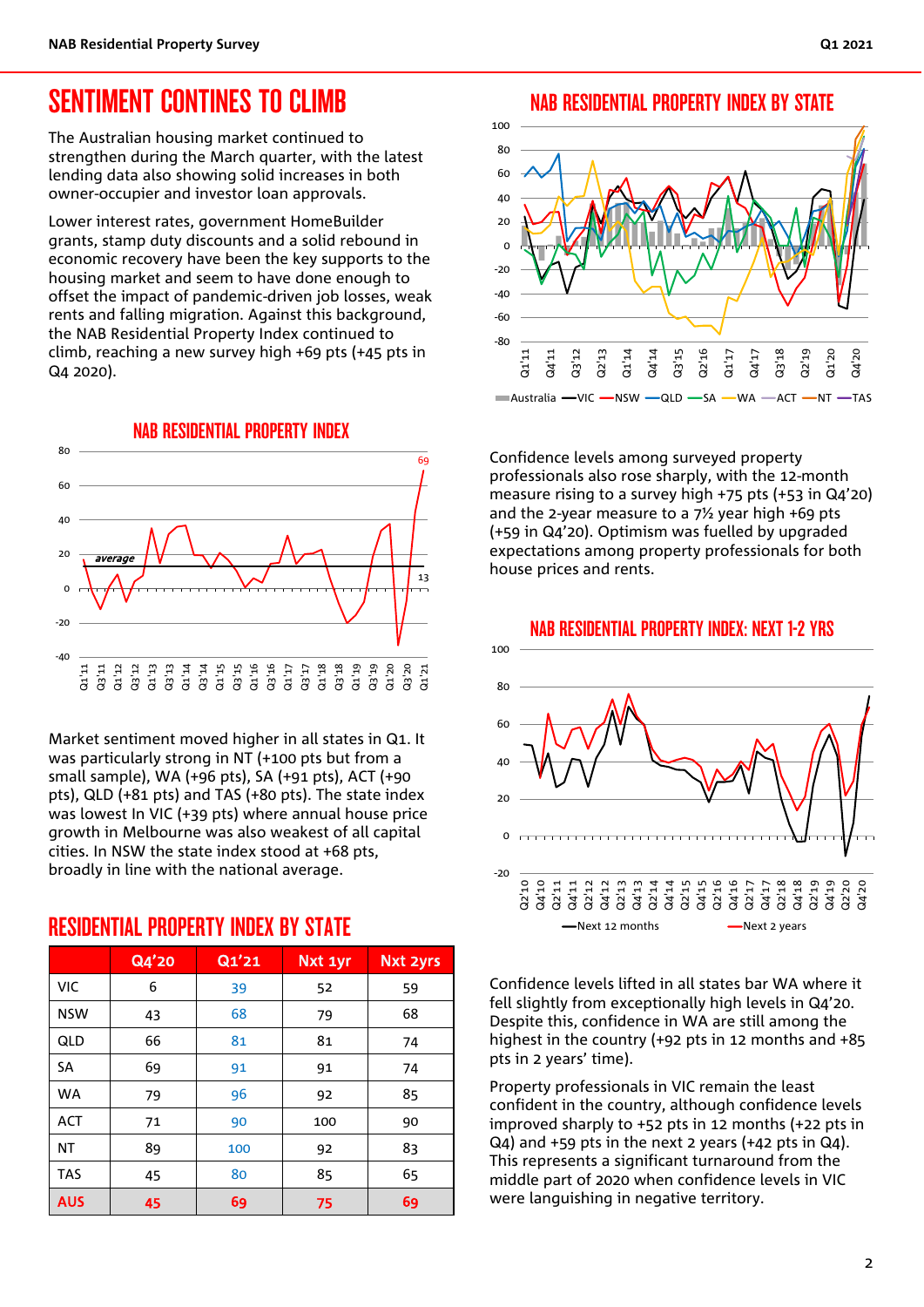# SENTIMENT CONTINES TO CLIMB

The Australian housing market continued to strengthen during the March quarter, with the latest lending data also showing solid increases in both owner-occupier and investor loan approvals.

Lower interest rates, government HomeBuilder grants, stamp duty discounts and a solid rebound in economic recovery have been the key supports to the housing market and seem to have done enough to offset the impact of pandemic-driven job losses, weak rents and falling migration. Against this background, the NAB Residential Property Index continued to climb, reaching a new survey high +69 pts (+45 pts in Q4 2020).

## NAB RESIDENTIAL PROPERTY INDEX

Market sentiment moved higher in all states in Q1. It was particularly strong in NT (+100 pts but from a small sample), WA (+96 pts), SA (+91 pts), ACT (+90 pts), QLD (+81 pts) and TAS (+80 pts). The state index was lowest In VIC (+39 pts) where annual house price growth in Melbourne was also weakest of all capital cities. In NSW the state index stood at +68 pts, broadly in line with the national average.

## RESIDENTIAL PROPERTY INDEX BY STATE

| | Q4'20 | Q1'21 | Nxt 1yr | Nxt 2yrs |
|---|---|---|---|---|
| VIC | 6 | 39 | 52 | 59 |
| NSW | 43 | 68 | 79 | 68 |
| QLD | 66 | 81 | 81 | 74 |
| SA | 69 | 91 | 91 | 74 |
| WA | 79 | 96 | 92 | 85 |
| ACT | 71 | 90 | 100 | 90 |
| NT | 89 | 100 | 92 | 83 |
| TAS | 45 | 80 | 85 | 65 |
| **AUS** | **45** | **69** | **75** | **69** |

## NAB RESIDENTIAL PROPERTY INDEX BY STATE

Confidence levels among surveyed property professionals also rose sharply, with the 12-month measure rising to a survey high +75 pts (+53 in Q4'20) and the 2-year measure to a 7½ year high +69 pts (+59 in Q4'20). Optimism was fuelled by upgraded expectations among property professionals for both house prices and rents.

## NAB RESIDENTIAL PROPERTY INDEX: NEXT 1-2 YRS

Confidence levels lifted in all states bar WA where it fell slightly from exceptionally high levels in Q4'20. Despite this, confidence in WA are still among the highest in the country (+92 pts in 12 months and +85 pts in 2 years' time).

Property professionals in VIC remain the least confident in the country, although confidence levels improved sharply to +52 pts in 12 months (+22 pts in Q4) and +59 pts in the next 2 years (+42 pts in Q4). This represents a significant turnaround from the middle part of 2020 when confidence levels in VIC were languishing in negative territory.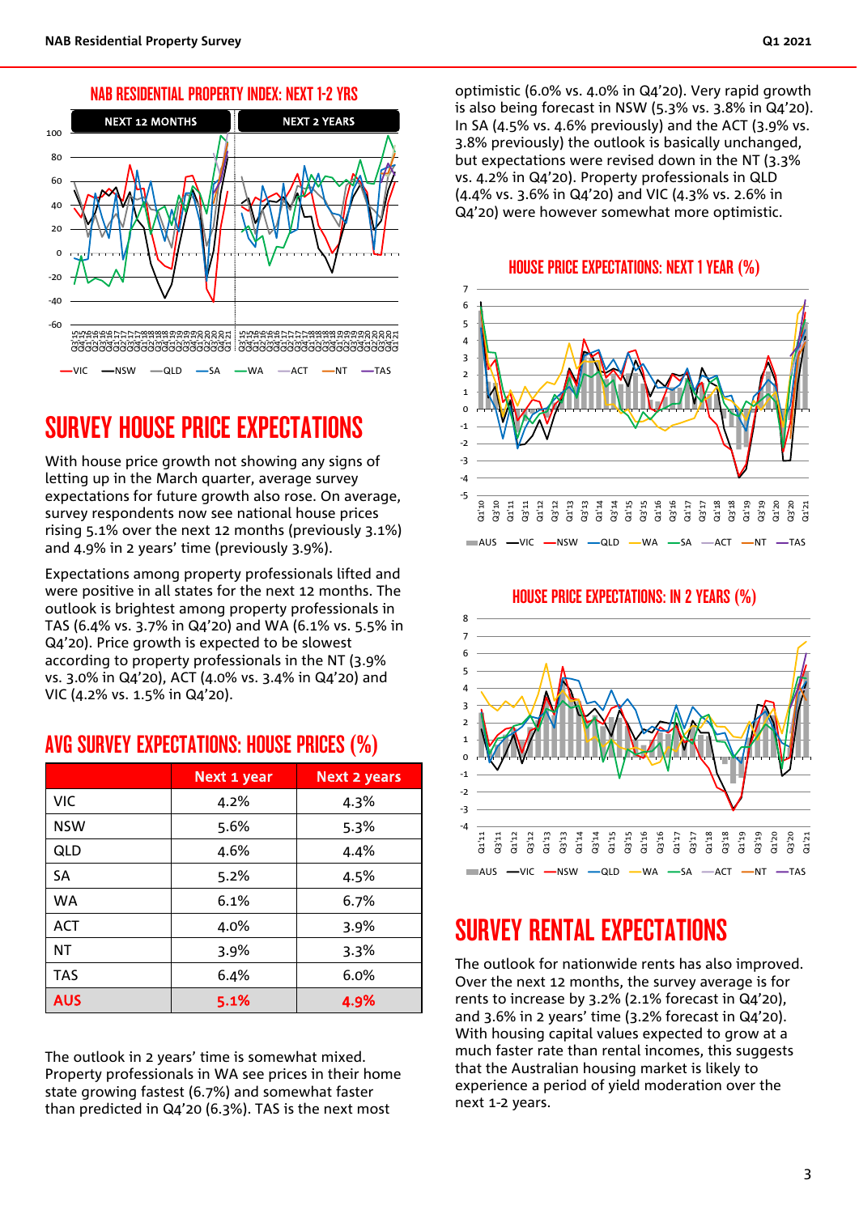## NAB RESIDENTIAL PROPERTY INDEX: NEXT 1-2 YRS

## SURVEY HOUSE PRICE EXPECTATIONS

With house price growth not showing any signs of letting up in the March quarter, average survey expectations for future growth also rose. On average, survey respondents now see national house prices rising 5.1% over the next 12 months (previously 3.1%) and 4.9% in 2 years' time (previously 3.9%).

Expectations among property professionals lifted and were positive in all states for the next 12 months. The outlook is brightest among property professionals in TAS (6.4% vs. 3.7% in Q4'20) and WA (6.1% vs. 5.5% in Q4'20). Price growth is expected to be slowest according to property professionals in the NT (3.9% vs. 3.0% in Q4'20), ACT (4.0% vs. 3.4% in Q4'20) and VIC (4.2% vs. 1.5% in Q4'20).

## AVG SURVEY EXPECTATIONS: HOUSE PRICES (%)

| | Next 1 year | Next 2 years |
|---|---|---|
| VIC | 4.2% | 4.3% |
| NSW | 5.6% | 5.3% |
| QLD | 4.6% | 4.4% |
| SA | 5.2% | 4.5% |
| WA | 6.1% | 6.7% |
| ACT | 4.0% | 3.9% |
| NT | 3.9% | 3.3% |
| TAS | 6.4% | 6.0% |
| **AUS** | **5.1%** | **4.9%** |

The outlook in 2 years' time is somewhat mixed. Property professionals in WA see prices in their home state growing fastest (6.7%) and somewhat faster than predicted in Q4'20 (6.3%). TAS is the next most optimistic (6.0% vs. 4.0% in Q4'20). Very rapid growth is also being forecast in NSW (5.3% vs. 3.8% in Q4'20). In SA (4.5% vs. 4.6% previously) and the ACT (3.9% vs. 3.8% previously) the outlook is basically unchanged, but expectations were revised down in the NT (3.3% vs. 4.2% in Q4'20). Property professionals in QLD (4.4% vs. 3.6% in Q4'20) and VIC (4.3% vs. 2.6% in Q4'20) were however somewhat more optimistic.

## HOUSE PRICE EXPECTATIONS: NEXT 1 YEAR (%)

## HOUSE PRICE EXPECTATIONS: IN 2 YEARS (%)

## SURVEY RENTAL EXPECTATIONS

The outlook for nationwide rents has also improved. Over the next 12 months, the survey average is for rents to increase by 3.2% (2.1% forecast in Q4'20), and 3.6% in 2 years' time (3.2% forecast in Q4'20). With housing capital values expected to grow at a much faster rate than rental incomes, this suggests that the Australian housing market is likely to experience a period of yield moderation over the next 1-2 years.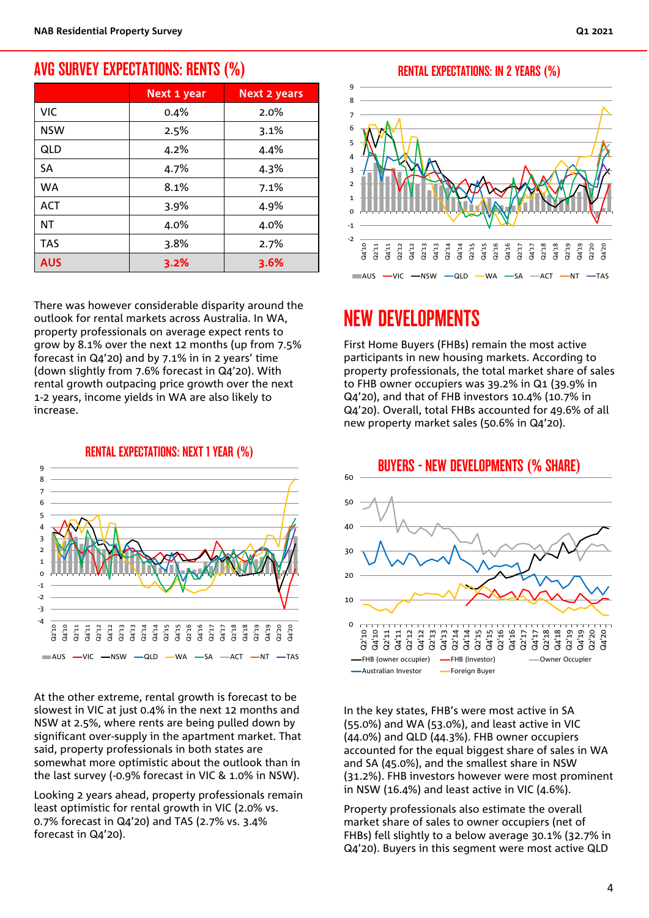## AVG SURVEY EXPECTATIONS: RENTS (%)

| | Next 1 year | Next 2 years |
|---|---|---|
| VIC | 0.4% | 2.0% |
| NSW | 2.5% | 3.1% |
| QLD | 4.2% | 4.4% |
| SA | 4.7% | 4.3% |
| WA | 8.1% | 7.1% |
| ACT | 3.9% | 4.9% |
| NT | 4.0% | 4.0% |
| TAS | 3.8% | 2.7% |
| **AUS** | **3.2%** | **3.6%** |

There was however considerable disparity around the outlook for rental markets across Australia. In WA, property professionals on average expect rents to grow by 8.1% over the next 12 months (up from 7.5% forecast in Q4'20) and by 7.1% in in 2 years' time (down slightly from 7.6% forecast in Q4'20). With rental growth outpacing price growth over the next 1-2 years, income yields in WA are also likely to increase.

RENTAL EXPECTATIONS: NEXT 1 YEAR (%)

At the other extreme, rental growth is forecast to be slowest in VIC at just 0.4% in the next 12 months and NSW at 2.5%, where rents are being pulled down by significant over-supply in the apartment market. That said, property professionals in both states are somewhat more optimistic about the outlook than in the last survey (-0.9% forecast in VIC & 1.0% in NSW).

Looking 2 years ahead, property professionals remain least optimistic for rental growth in VIC (2.0% vs. 0.7% forecast in Q4'20) and TAS (2.7% vs. 3.4% forecast in Q4'20).

RENTAL EXPECTATIONS: IN 2 YEARS (%)

# NEW DEVELOPMENTS

First Home Buyers (FHBs) remain the most active participants in new housing markets. According to property professionals, the total market share of sales to FHB owner occupiers was 39.2% in Q1 (39.9% in Q4'20), and that of FHB investors 10.4% (10.7% in Q4'20). Overall, total FHBs accounted for 49.6% of all new property market sales (50.6% in Q4'20).

BUYERS - NEW DEVELOPMENTS (% SHARE)

In the key states, FHB's were most active in SA (55.0%) and WA (53.0%), and least active in VIC (44.0%) and QLD (44.3%). FHB owner occupiers accounted for the equal biggest share of sales in WA and SA (45.0%), and the smallest share in NSW (31.2%). FHB investors however were most prominent in NSW (16.4%) and least active in VIC (4.6%).

Property professionals also estimate the overall market share of sales to owner occupiers (net of FHBs) fell slightly to a below average 30.1% (32.7% in Q4'20). Buyers in this segment were most active QLD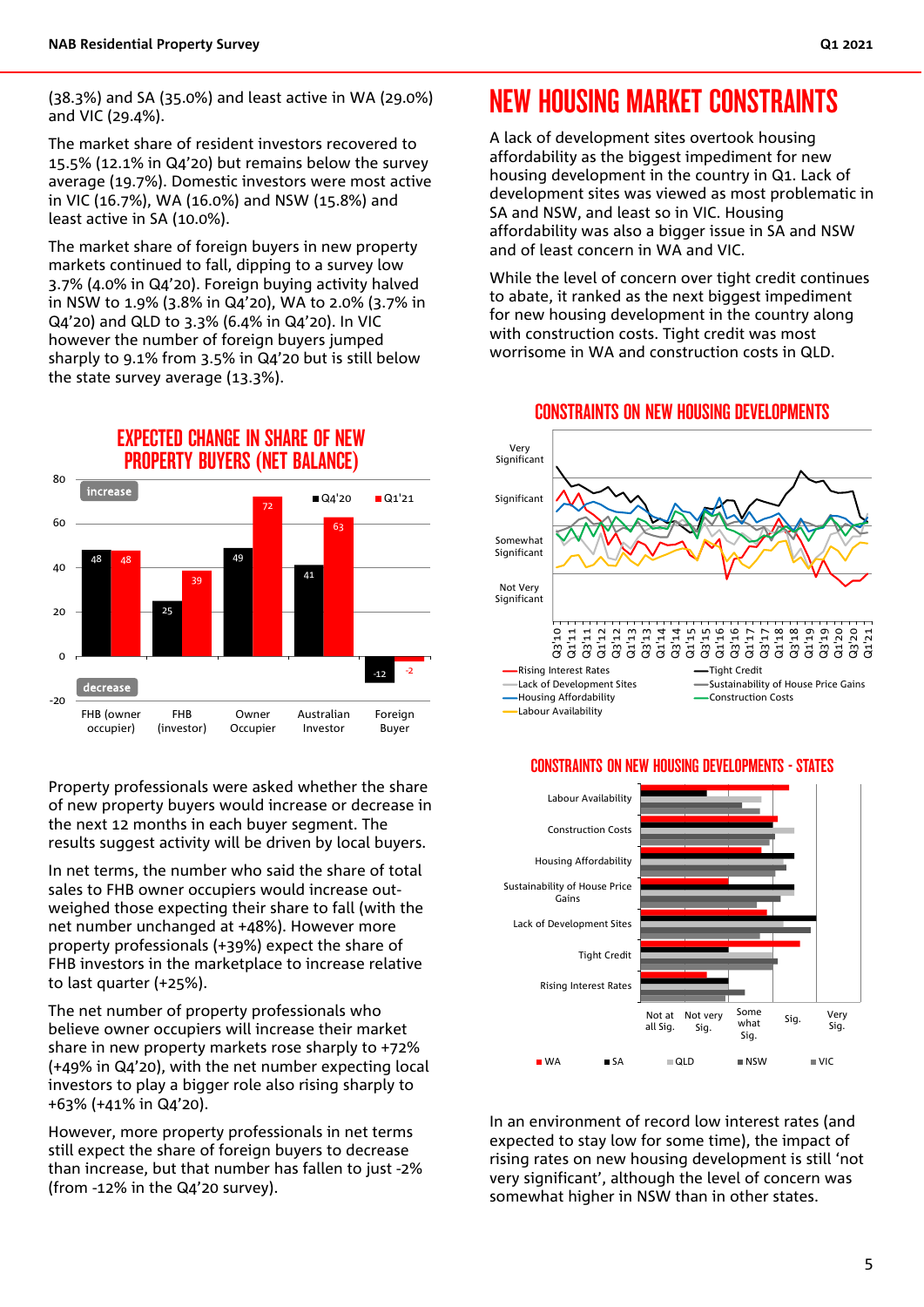(38.3%) and SA (35.0%) and least active in WA (29.0%) and VIC (29.4%).

The market share of resident investors recovered to 15.5% (12.1% in Q4'20) but remains below the survey average (19.7%). Domestic investors were most active in VIC (16.7%), WA (16.0%) and NSW (15.8%) and least active in SA (10.0%).

The market share of foreign buyers in new property markets continued to fall, dipping to a survey low 3.7% (4.0% in Q4'20). Foreign buying activity halved in NSW to 1.9% (3.8% in Q4'20), WA to 2.0% (3.7% in Q4'20) and QLD to 3.3% (6.4% in Q4'20). In VIC however the number of foreign buyers jumped sharply to 9.1% from 3.5% in Q4'20 but is still below the state survey average (13.3%).

**EXPECTED CHANGE IN SHARE OF NEW PROPERTY BUYERS (NET BALANCE)**

| | Q4'20 | Q1'21 |
|---|---|---|
| FHB (owner occupier) | 48 | 48 |
| FHB (investor) | 25 | 39 |
| Owner Occupier | 49 | 72 |
| Australian Investor | 41 | 63 |
| Foreign Buyer | -12 | -2 |

Property professionals were asked whether the share of new property buyers would increase or decrease in the next 12 months in each buyer segment. The results suggest activity will be driven by local buyers.

In net terms, the number who said the share of total sales to FHB owner occupiers would increase out-weighed those expecting their share to fall (with the net number unchanged at +48%). However more property professionals (+39%) expect the share of FHB investors in the marketplace to increase relative to last quarter (+25%).

The net number of property professionals who believe owner occupiers will increase their market share in new property markets rose sharply to +72% (+49% in Q4'20), with the net number expecting local investors to play a bigger role also rising sharply to +63% (+41% in Q4'20).

However, more property professionals in net terms still expect the share of foreign buyers to decrease than increase, but that number has fallen to just -2% (from -12% in the Q4'20 survey).

# NEW HOUSING MARKET CONSTRAINTS

A lack of development sites overtook housing affordability as the biggest impediment for new housing development in the country in Q1. Lack of development sites was viewed as most problematic in SA and NSW, and least so in VIC. Housing affordability was also a bigger issue in SA and NSW and of least concern in WA and VIC.

While the level of concern over tight credit continues to abate, it ranked as the next biggest impediment for new housing development in the country along with construction costs. Tight credit was most worrisome in WA and construction costs in QLD.

**CONSTRAINTS ON NEW HOUSING DEVELOPMENTS**

**CONSTRAINTS ON NEW HOUSING DEVELOPMENTS - STATES**

In an environment of record low interest rates (and expected to stay low for some time), the impact of rising rates on new housing development is still 'not very significant', although the level of concern was somewhat higher in NSW than in other states.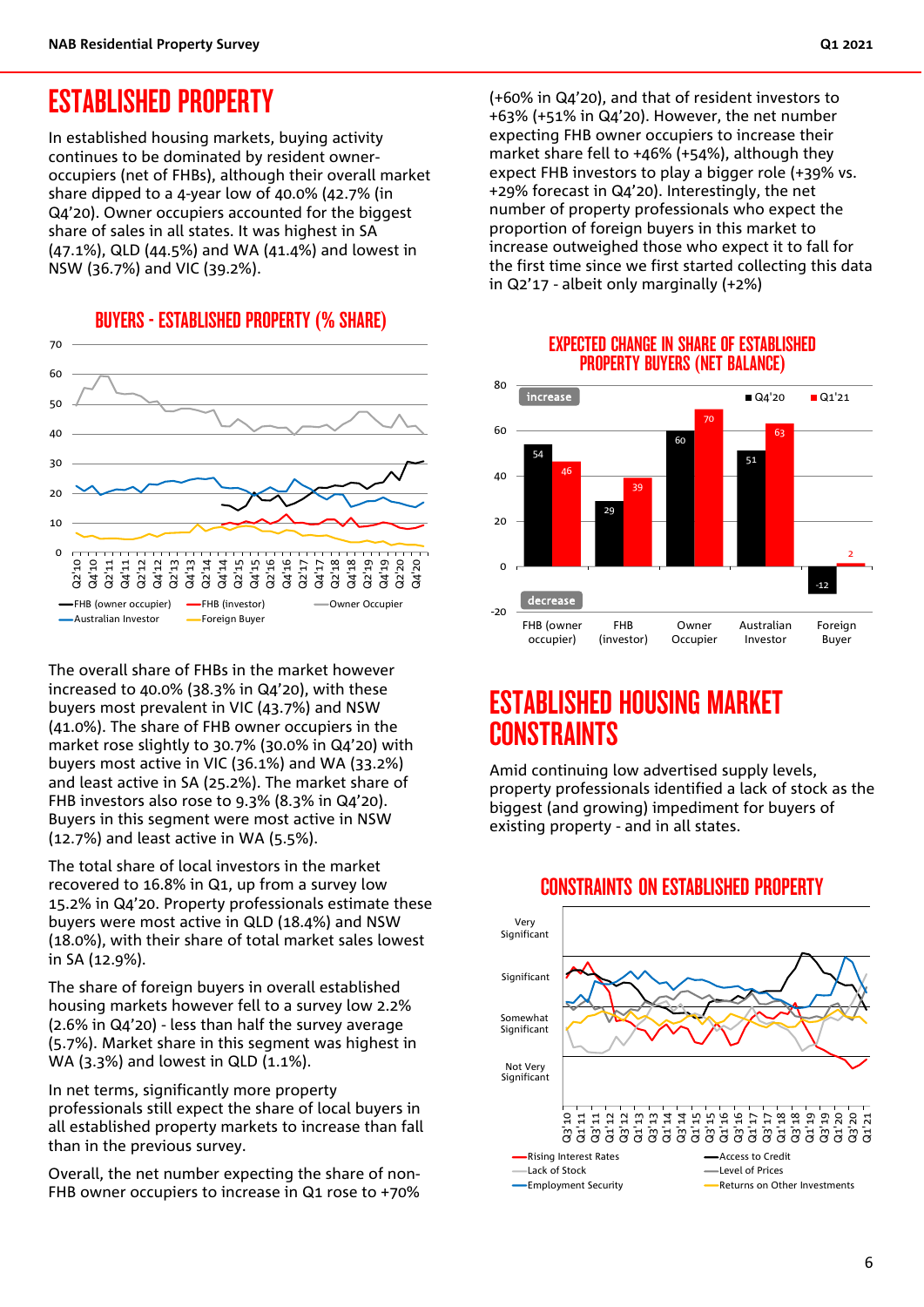# ESTABLISHED PROPERTY

In established housing markets, buying activity continues to be dominated by resident owner-occupiers (net of FHBs), although their overall market share dipped to a 4-year low of 40.0% (42.7% (in Q4'20). Owner occupiers accounted for the biggest share of sales in all states. It was highest in SA (47.1%), QLD (44.5%) and WA (41.4%) and lowest in NSW (36.7%) and VIC (39.2%).

### BUYERS - ESTABLISHED PROPERTY (% SHARE)

The overall share of FHBs in the market however increased to 40.0% (38.3% in Q4'20), with these buyers most prevalent in VIC (43.7%) and NSW (41.0%). The share of FHB owner occupiers in the market rose slightly to 30.7% (30.0% in Q4'20) with buyers most active in VIC (36.1%) and WA (33.2%) and least active in SA (25.2%). The market share of FHB investors also rose to 9.3% (8.3% in Q4'20). Buyers in this segment were most active in NSW (12.7%) and least active in WA (5.5%).

The total share of local investors in the market recovered to 16.8% in Q1, up from a survey low 15.2% in Q4'20. Property professionals estimate these buyers were most active in QLD (18.4%) and NSW (18.0%), with their share of total market sales lowest in SA (12.9%).

The share of foreign buyers in overall established housing markets however fell to a survey low 2.2% (2.6% in Q4'20) - less than half the survey average (5.7%). Market share in this segment was highest in WA (3.3%) and lowest in QLD (1.1%).

In net terms, significantly more property professionals still expect the share of local buyers in all established property markets to increase than fall than in the previous survey.

Overall, the net number expecting the share of non-FHB owner occupiers to increase in Q1 rose to +70% (+60% in Q4'20), and that of resident investors to +63% (+51% in Q4'20). However, the net number expecting FHB owner occupiers to increase their market share fell to +46% (+54%), although they expect FHB investors to play a bigger role (+39% vs. +29% forecast in Q4'20). Interestingly, the net number of property professionals who expect the proportion of foreign buyers in this market to increase outweighed those who expect it to fall for the first time since we first started collecting this data in Q2'17 - albeit only marginally (+2%)

### EXPECTED CHANGE IN SHARE OF ESTABLISHED PROPERTY BUYERS (NET BALANCE)

| | FHB (owner occupier) | FHB (investor) | Owner Occupier | Australian Investor | Foreign Buyer |
|---|---|---|---|---|---|
| Q4'20 | 54 | 29 | 60 | 51 | -12 |
| Q1'21 | 46 | 39 | 70 | 63 | 2 |

# ESTABLISHED HOUSING MARKET CONSTRAINTS

Amid continuing low advertised supply levels, property professionals identified a lack of stock as the biggest (and growing) impediment for buyers of existing property - and in all states.

### CONSTRAINTS ON ESTABLISHED PROPERTY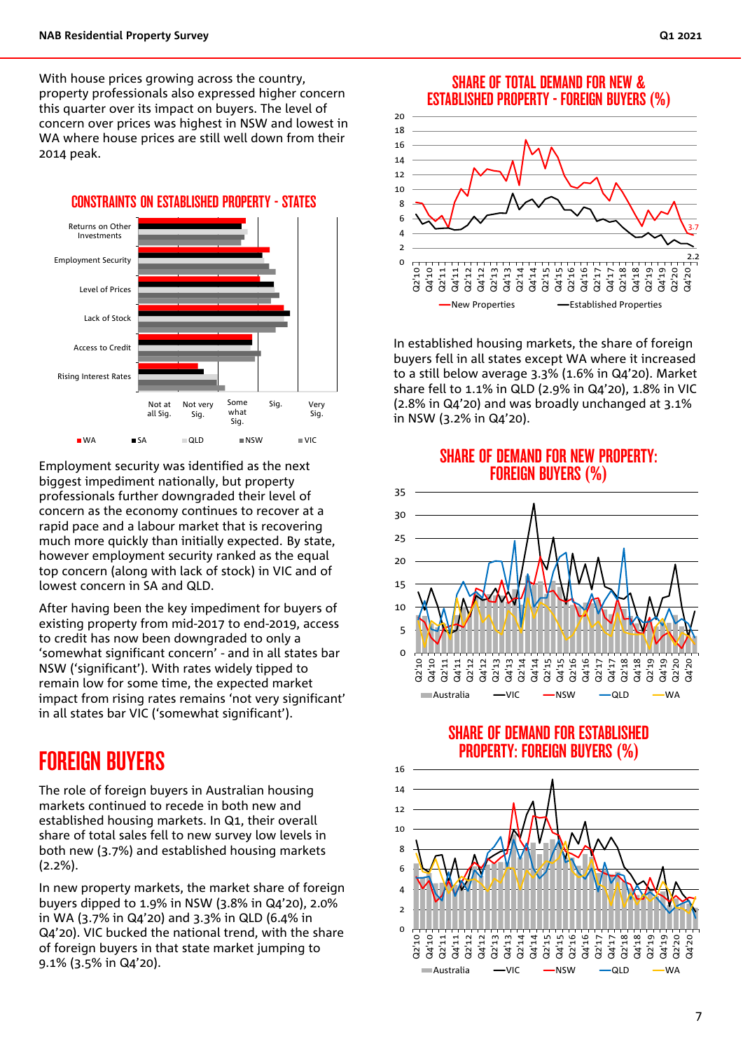With house prices growing across the country, property professionals also expressed higher concern this quarter over its impact on buyers. The level of concern over prices was highest in NSW and lowest in WA where house prices are still well down from their 2014 peak.

**CONSTRAINTS ON ESTABLISHED PROPERTY - STATES**

Employment security was identified as the next biggest impediment nationally, but property professionals further downgraded their level of concern as the economy continues to recover at a rapid pace and a labour market that is recovering much more quickly than initially expected. By state, however employment security ranked as the equal top concern (along with lack of stock) in VIC and of lowest concern in SA and QLD.

After having been the key impediment for buyers of existing property from mid-2017 to end-2019, access to credit has now been downgraded to only a 'somewhat significant concern' - and in all states bar NSW ('significant'). With rates widely tipped to remain low for some time, the expected market impact from rising rates remains 'not very significant' in all states bar VIC ('somewhat significant').

## FOREIGN BUYERS

The role of foreign buyers in Australian housing markets continued to recede in both new and established housing markets. In Q1, their overall share of total sales fell to new survey low levels in both new (3.7%) and established housing markets (2.2%).

In new property markets, the market share of foreign buyers dipped to 1.9% in NSW (3.8% in Q4'20), 2.0% in WA (3.7% in Q4'20) and 3.3% in QLD (6.4% in Q4'20). VIC bucked the national trend, with the share of foreign buyers in that state market jumping to 9.1% (3.5% in Q4'20).

**SHARE OF TOTAL DEMAND FOR NEW & ESTABLISHED PROPERTY - FOREIGN BUYERS (%)**

In established housing markets, the share of foreign buyers fell in all states except WA where it increased to a still below average 3.3% (1.6% in Q4'20). Market share fell to 1.1% in QLD (2.9% in Q4'20), 1.8% in VIC (2.8% in Q4'20) and was broadly unchanged at 3.1% in NSW (3.2% in Q4'20).

**SHARE OF DEMAND FOR NEW PROPERTY: FOREIGN BUYERS (%)**

**SHARE OF DEMAND FOR ESTABLISHED PROPERTY: FOREIGN BUYERS (%)**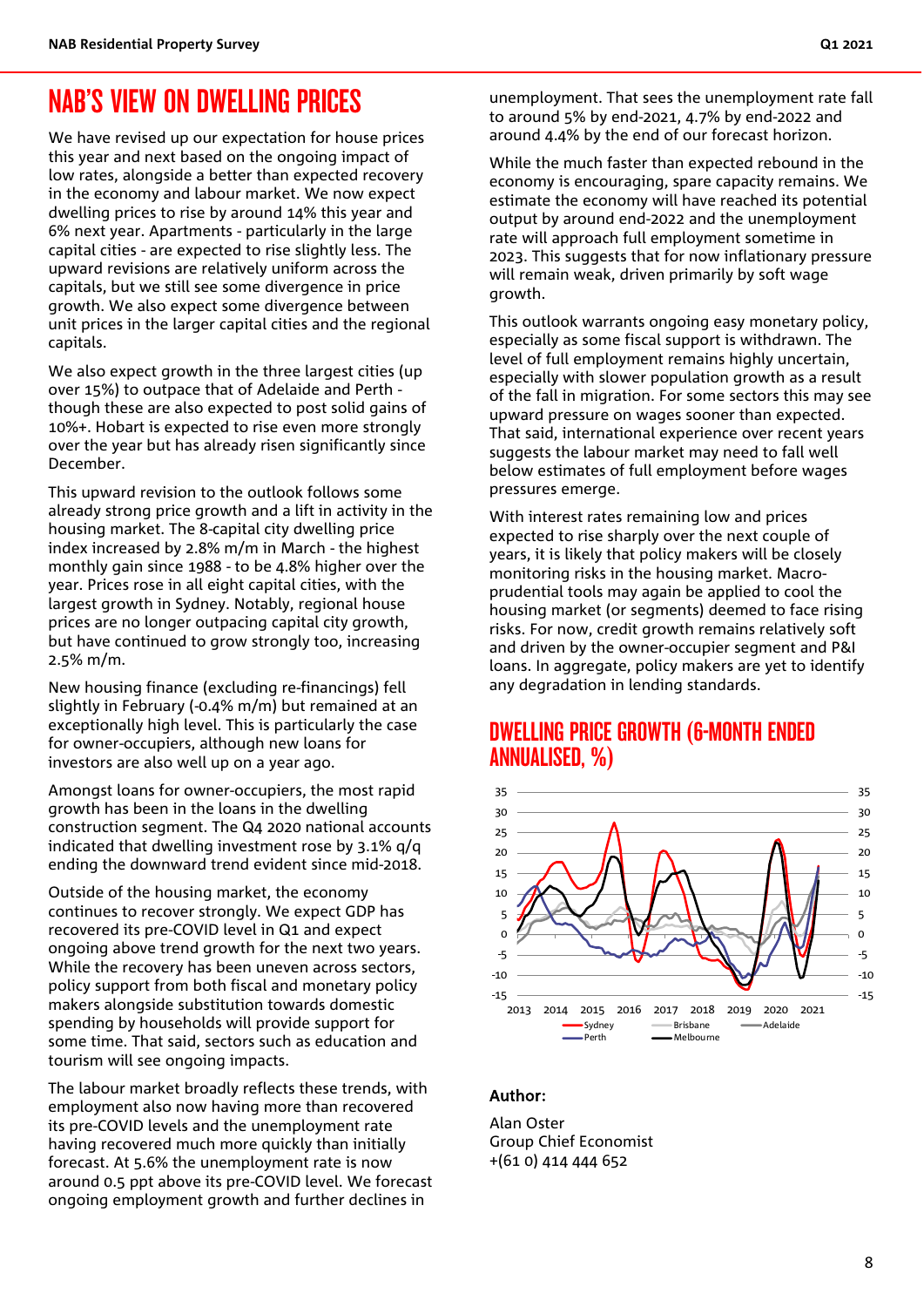# NAB'S VIEW ON DWELLING PRICES

We have revised up our expectation for house prices this year and next based on the ongoing impact of low rates, alongside a better than expected recovery in the economy and labour market. We now expect dwelling prices to rise by around 14% this year and 6% next year. Apartments - particularly in the large capital cities - are expected to rise slightly less. The upward revisions are relatively uniform across the capitals, but we still see some divergence in price growth. We also expect some divergence between unit prices in the larger capital cities and the regional capitals.

We also expect growth in the three largest cities (up over 15%) to outpace that of Adelaide and Perth - though these are also expected to post solid gains of 10%+. Hobart is expected to rise even more strongly over the year but has already risen significantly since December.

This upward revision to the outlook follows some already strong price growth and a lift in activity in the housing market. The 8-capital city dwelling price index increased by 2.8% m/m in March - the highest monthly gain since 1988 - to be 4.8% higher over the year. Prices rose in all eight capital cities, with the largest growth in Sydney. Notably, regional house prices are no longer outpacing capital city growth, but have continued to grow strongly too, increasing 2.5% m/m.

New housing finance (excluding re-financings) fell slightly in February (-0.4% m/m) but remained at an exceptionally high level. This is particularly the case for owner-occupiers, although new loans for investors are also well up on a year ago.

Amongst loans for owner-occupiers, the most rapid growth has been in the loans in the dwelling construction segment. The Q4 2020 national accounts indicated that dwelling investment rose by 3.1% q/q ending the downward trend evident since mid-2018.

Outside of the housing market, the economy continues to recover strongly. We expect GDP has recovered its pre-COVID level in Q1 and expect ongoing above trend growth for the next two years. While the recovery has been uneven across sectors, policy support from both fiscal and monetary policy makers alongside substitution towards domestic spending by households will provide support for some time. That said, sectors such as education and tourism will see ongoing impacts.

The labour market broadly reflects these trends, with employment also now having more than recovered its pre-COVID levels and the unemployment rate having recovered much more quickly than initially forecast. At 5.6% the unemployment rate is now around 0.5 ppt above its pre-COVID level. We forecast ongoing employment growth and further declines in unemployment. That sees the unemployment rate fall to around 5% by end-2021, 4.7% by end-2022 and around 4.4% by the end of our forecast horizon.

While the much faster than expected rebound in the economy is encouraging, spare capacity remains. We estimate the economy will have reached its potential output by around end-2022 and the unemployment rate will approach full employment sometime in 2023. This suggests that for now inflationary pressure will remain weak, driven primarily by soft wage growth.

This outlook warrants ongoing easy monetary policy, especially as some fiscal support is withdrawn. The level of full employment remains highly uncertain, especially with slower population growth as a result of the fall in migration. For some sectors this may see upward pressure on wages sooner than expected. That said, international experience over recent years suggests the labour market may need to fall well below estimates of full employment before wages pressures emerge.

With interest rates remaining low and prices expected to rise sharply over the next couple of years, it is likely that policy makers will be closely monitoring risks in the housing market. Macro-prudential tools may again be applied to cool the housing market (or segments) deemed to face rising risks. For now, credit growth remains relatively soft and driven by the owner-occupier segment and P&I loans. In aggregate, policy makers are yet to identify any degradation in lending standards.

## DWELLING PRICE GROWTH (6-MONTH ENDED ANNUALISED, %)

**Author:**

Alan Oster
Group Chief Economist
+(61 0) 414 444 652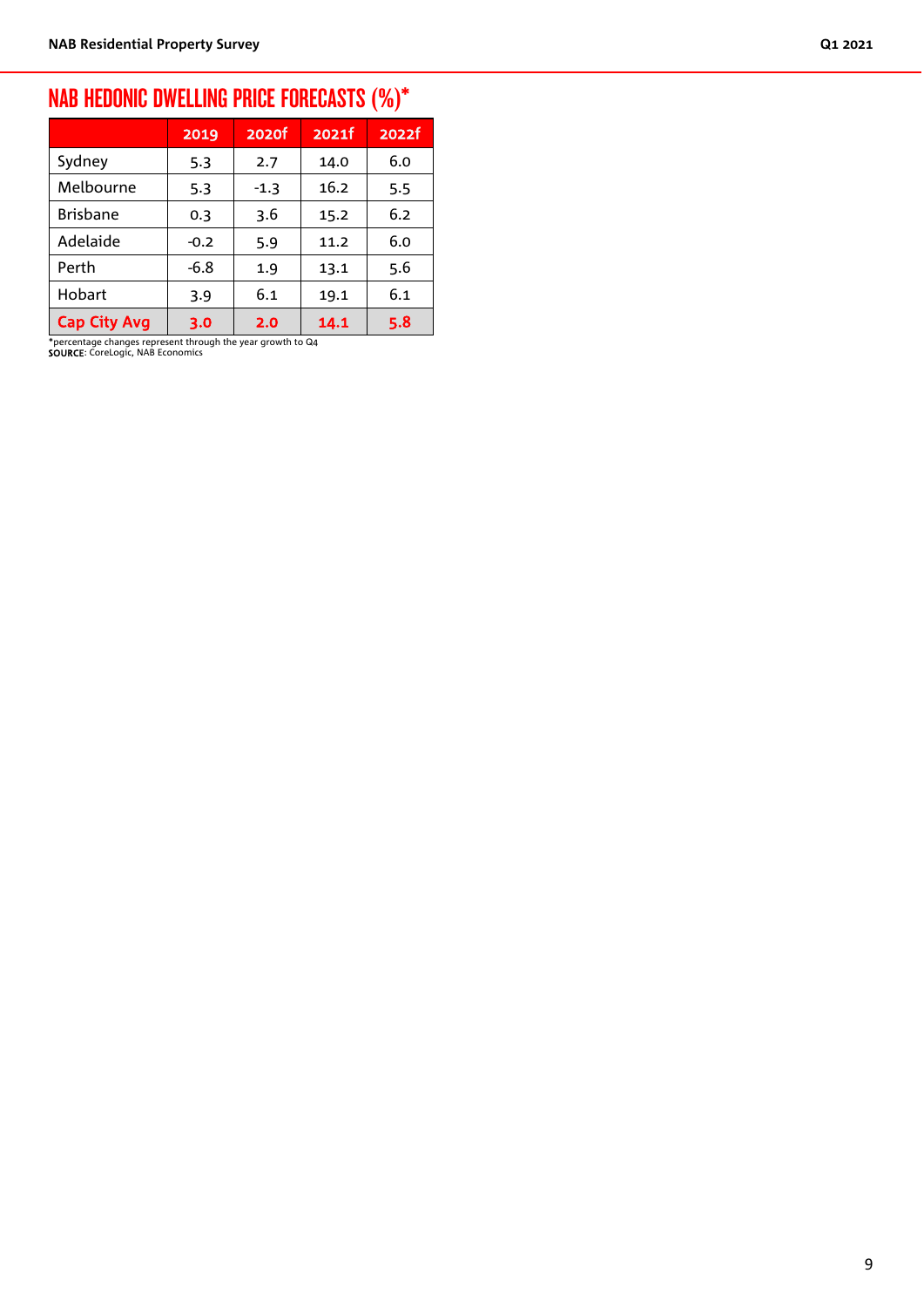## NAB HEDONIC DWELLING PRICE FORECASTS (%)*

| | 2019 | 2020f | 2021f | 2022f |
|---|---|---|---|---|
| Sydney | 5.3 | 2.7 | 14.0 | 6.0 |
| Melbourne | 5.3 | -1.3 | 16.2 | 5.5 |
| Brisbane | 0.3 | 3.6 | 15.2 | 6.2 |
| Adelaide | -0.2 | 5.9 | 11.2 | 6.0 |
| Perth | -6.8 | 1.9 | 13.1 | 5.6 |
| Hobart | 3.9 | 6.1 | 19.1 | 6.1 |
| **Cap City Avg** | **3.0** | **2.0** | **14.1** | **5.8** |

*percentage changes represent through the year growth to Q4
**SOURCE**: CoreLogic, NAB Economics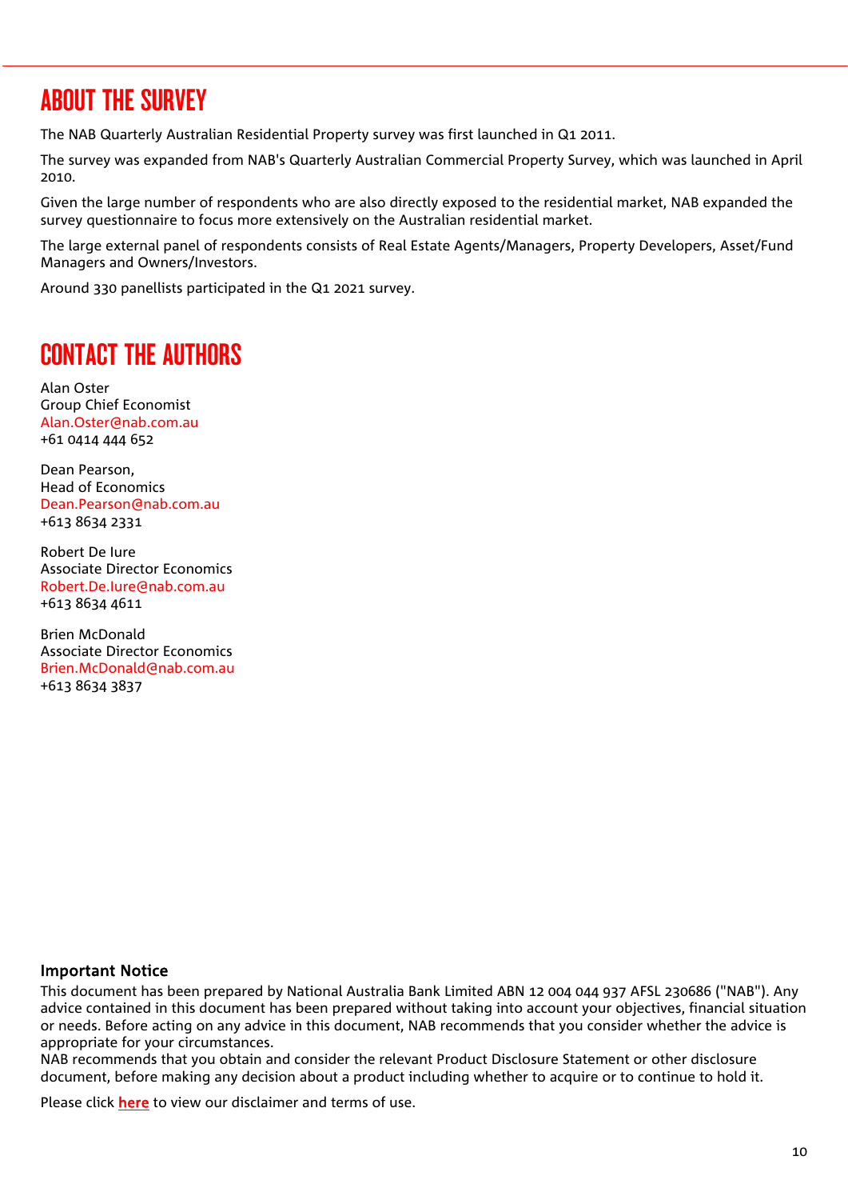# ABOUT THE SURVEY

The NAB Quarterly Australian Residential Property survey was first launched in Q1 2011.

The survey was expanded from NAB's Quarterly Australian Commercial Property Survey, which was launched in April 2010.

Given the large number of respondents who are also directly exposed to the residential market, NAB expanded the survey questionnaire to focus more extensively on the Australian residential market.

The large external panel of respondents consists of Real Estate Agents/Managers, Property Developers, Asset/Fund Managers and Owners/Investors.

Around 330 panellists participated in the Q1 2021 survey.

# CONTACT THE AUTHORS

Alan Oster
Group Chief Economist
Alan.Oster@nab.com.au
+61 0414 444 652

Dean Pearson,
Head of Economics
Dean.Pearson@nab.com.au
+613 8634 2331

Robert De Iure
Associate Director Economics
Robert.De.Iure@nab.com.au
+613 8634 4611

Brien McDonald
Associate Director Economics
Brien.McDonald@nab.com.au
+613 8634 3837

**Important Notice**

This document has been prepared by National Australia Bank Limited ABN 12 004 044 937 AFSL 230686 ("NAB"). Any advice contained in this document has been prepared without taking into account your objectives, financial situation or needs. Before acting on any advice in this document, NAB recommends that you consider whether the advice is appropriate for your circumstances.
NAB recommends that you obtain and consider the relevant Product Disclosure Statement or other disclosure document, before making any decision about a product including whether to acquire or to continue to hold it.

Please click **here** to view our disclaimer and terms of use.